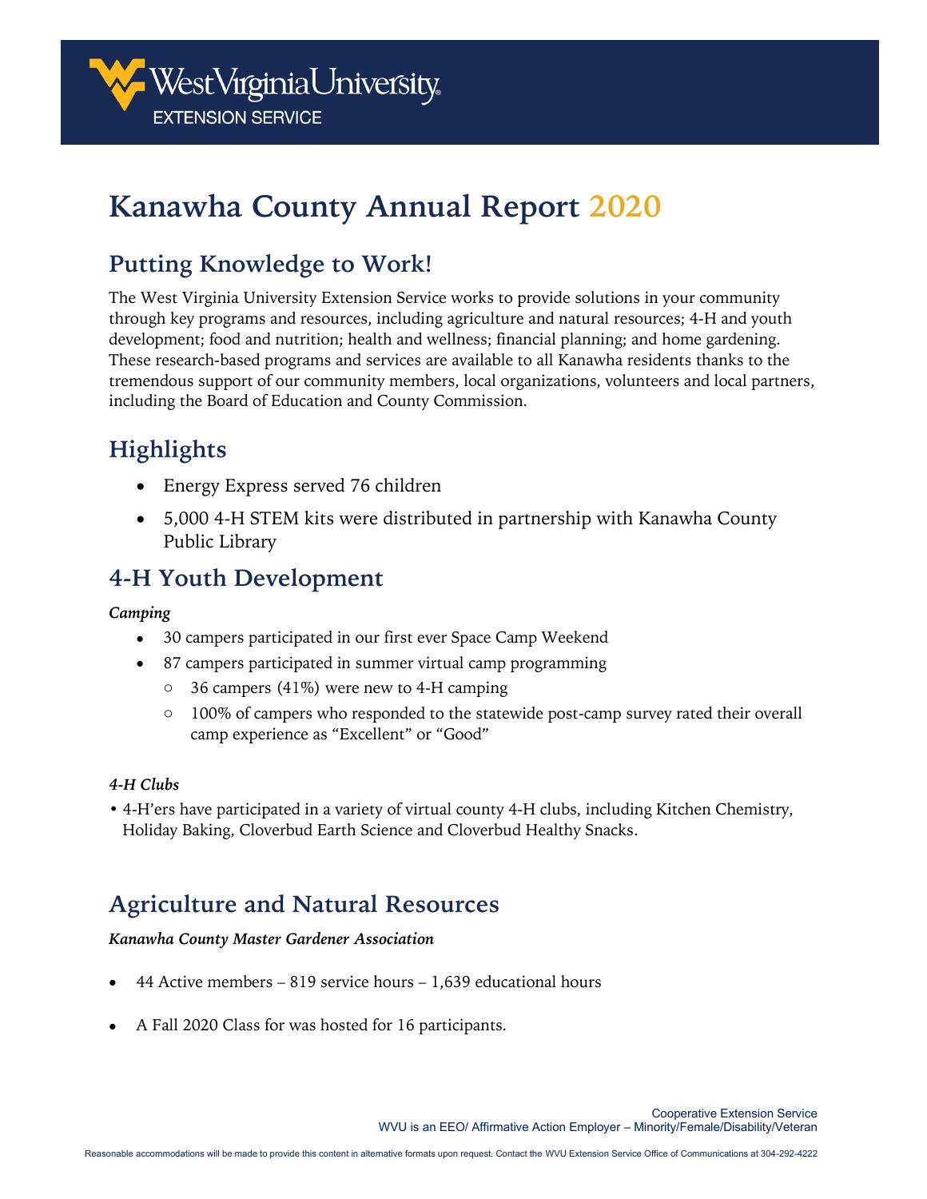West Virginia University
EXTENSION SERVICE

# Kanawha County Annual Report 2020

## Putting Knowledge to Work!

The West Virginia University Extension Service works to provide solutions in your community through key programs and resources, including agriculture and natural resources; 4-H and youth development; food and nutrition; health and wellness; financial planning; and home gardening. These research-based programs and services are available to all Kanawha residents thanks to the tremendous support of our community members, local organizations, volunteers and local partners, including the Board of Education and County Commission.

## Highlights

- Energy Express served 76 children
- 5,000 4-H STEM kits were distributed in partnership with Kanawha County Public Library

## 4-H Youth Development

***Camping***

- 30 campers participated in our first ever Space Camp Weekend
- 87 campers participated in summer virtual camp programming
  - 36 campers (41%) were new to 4-H camping
  - 100% of campers who responded to the statewide post-camp survey rated their overall camp experience as "Excellent" or "Good"

***4-H Clubs***

- 4-H'ers have participated in a variety of virtual county 4-H clubs, including Kitchen Chemistry, Holiday Baking, Cloverbud Earth Science and Cloverbud Healthy Snacks.

## Agriculture and Natural Resources

***Kanawha County Master Gardener Association***

- 44 Active members – 819 service hours – 1,639 educational hours
- A Fall 2020 Class for was hosted for 16 participants.

Cooperative Extension Service
WVU is an EEO/ Affirmative Action Employer – Minority/Female/Disability/Veteran

Reasonable accommodations will be made to provide this content in alternative formats upon request. Contact the WVU Extension Service Office of Communications at 304-292-4222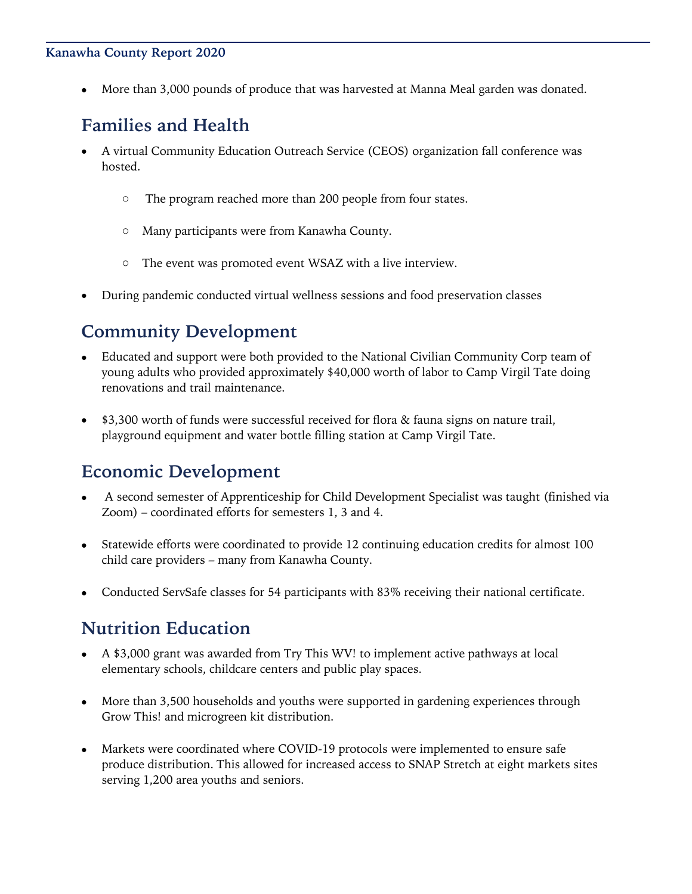- More than 3,000 pounds of produce that was harvested at Manna Meal garden was donated.

## Families and Health

- A virtual Community Education Outreach Service (CEOS) organization fall conference was hosted.
    - The program reached more than 200 people from four states.
    - Many participants were from Kanawha County.
    - The event was promoted event WSAZ with a live interview.
- During pandemic conducted virtual wellness sessions and food preservation classes

## Community Development

- Educated and support were both provided to the National Civilian Community Corp team of young adults who provided approximately $40,000 worth of labor to Camp Virgil Tate doing renovations and trail maintenance.
- $3,300 worth of funds were successful received for flora & fauna signs on nature trail, playground equipment and water bottle filling station at Camp Virgil Tate.

## Economic Development

- A second semester of Apprenticeship for Child Development Specialist was taught (finished via Zoom) – coordinated efforts for semesters 1, 3 and 4.
- Statewide efforts were coordinated to provide 12 continuing education credits for almost 100 child care providers – many from Kanawha County.
- Conducted ServSafe classes for 54 participants with 83% receiving their national certificate.

## Nutrition Education

- A $3,000 grant was awarded from Try This WV! to implement active pathways at local elementary schools, childcare centers and public play spaces.
- More than 3,500 households and youths were supported in gardening experiences through Grow This! and microgreen kit distribution.
- Markets were coordinated where COVID-19 protocols were implemented to ensure safe produce distribution. This allowed for increased access to SNAP Stretch at eight markets sites serving 1,200 area youths and seniors.